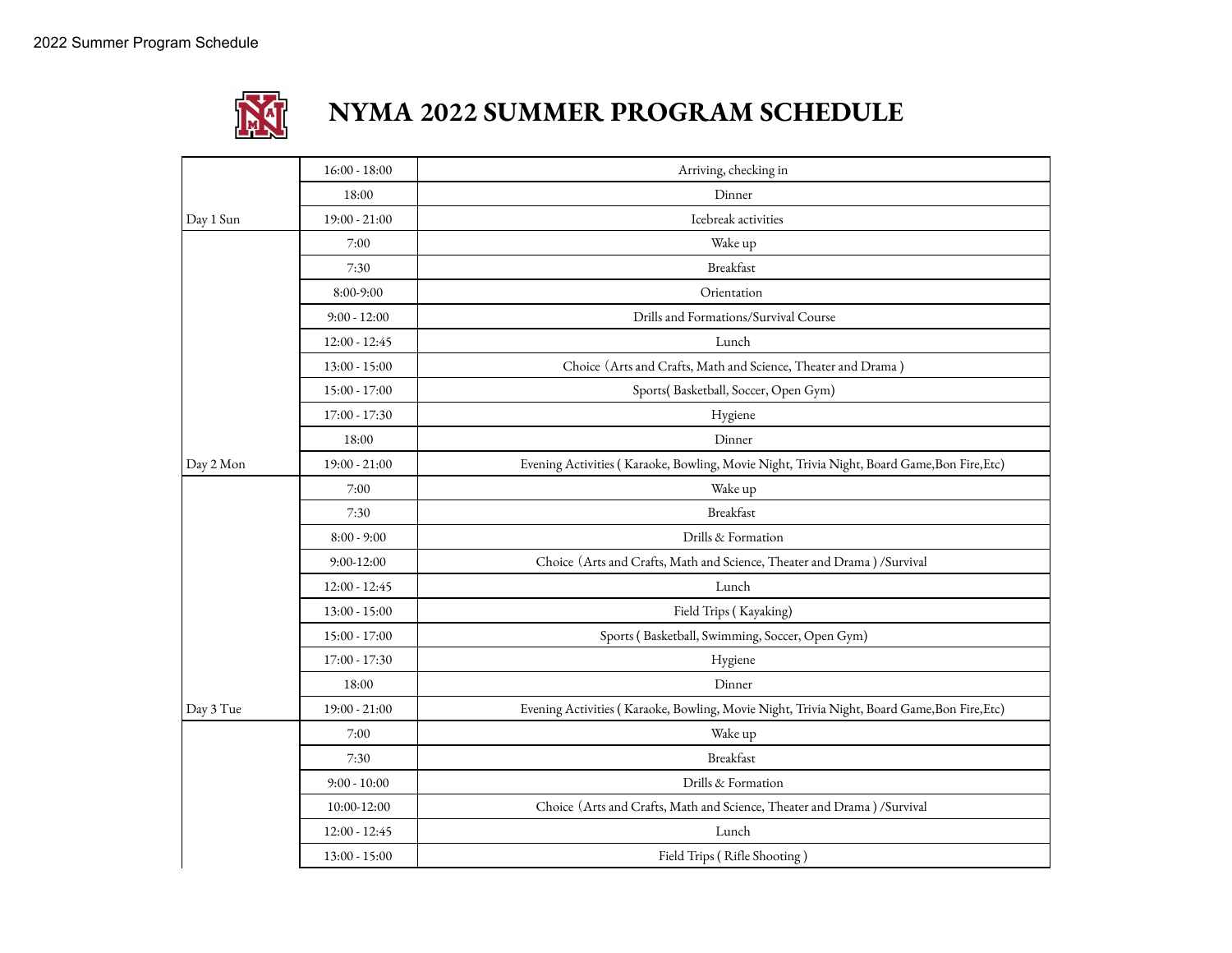# NYMA 2022 SUMMER PROGRAM SCHEDULE

| | | |
|---|---|---|
| | 16:00 - 18:00 | Arriving, checking in |
| | 18:00 | Dinner |
| Day 1 Sun | 19:00 - 21:00 | Icebreak activities |
| | 7:00 | Wake up |
| | 7:30 | Breakfast |
| | 8:00-9:00 | Orientation |
| | 9:00 - 12:00 | Drills and Formations/Survival Course |
| | 12:00 - 12:45 | Lunch |
| | 13:00 - 15:00 | Choice（Arts and Crafts, Math and Science, Theater and Drama ) |
| | 15:00 - 17:00 | Sports( Basketball, Soccer, Open Gym) |
| | 17:00 - 17:30 | Hygiene |
| | 18:00 | Dinner |
| Day 2 Mon | 19:00 - 21:00 | Evening Activities ( Karaoke, Bowling, Movie Night, Trivia Night, Board Game,Bon Fire,Etc) |
| | 7:00 | Wake up |
| | 7:30 | Breakfast |
| | 8:00 - 9:00 | Drills & Formation |
| | 9:00-12:00 | Choice（Arts and Crafts, Math and Science, Theater and Drama ) /Survival |
| | 12:00 - 12:45 | Lunch |
| | 13:00 - 15:00 | Field Trips ( Kayaking) |
| | 15:00 - 17:00 | Sports ( Basketball, Swimming, Soccer, Open Gym) |
| | 17:00 - 17:30 | Hygiene |
| | 18:00 | Dinner |
| Day 3 Tue | 19:00 - 21:00 | Evening Activities ( Karaoke, Bowling, Movie Night, Trivia Night, Board Game,Bon Fire,Etc) |
| | 7:00 | Wake up |
| | 7:30 | Breakfast |
| | 9:00 - 10:00 | Drills & Formation |
| | 10:00-12:00 | Choice（Arts and Crafts, Math and Science, Theater and Drama ) /Survival |
| | 12:00 - 12:45 | Lunch |
| | 13:00 - 15:00 | Field Trips ( Rifle Shooting ) |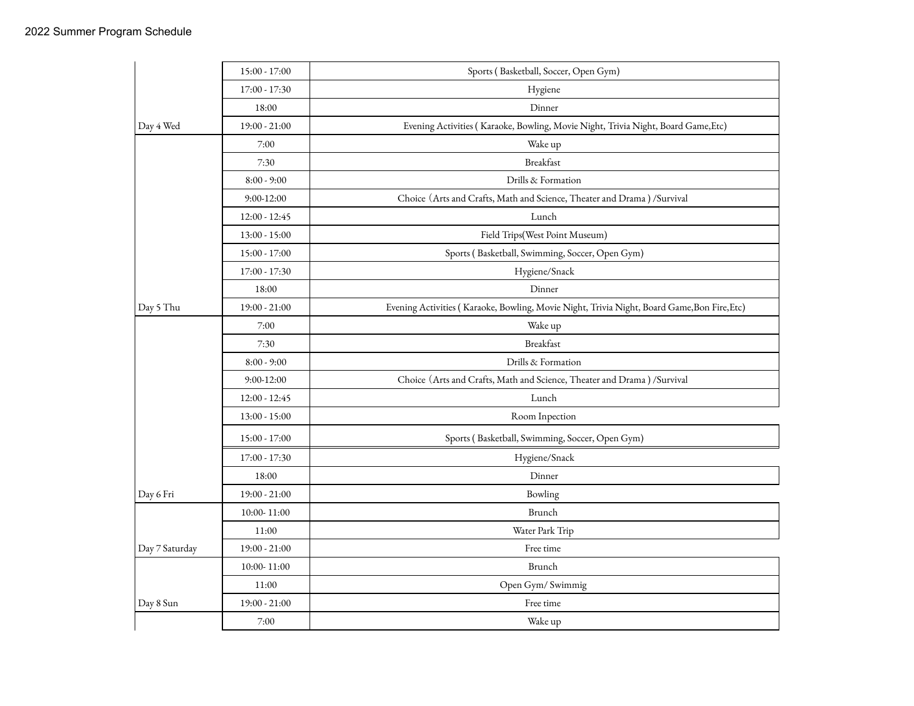| | | |
|---|---|---|
| | 15:00 - 17:00 | Sports ( Basketball, Soccer, Open Gym) |
| | 17:00 - 17:30 | Hygiene |
| | 18:00 | Dinner |
| Day 4 Wed | 19:00 - 21:00 | Evening Activities ( Karaoke, Bowling, Movie Night, Trivia Night, Board Game,Etc) |
| | 7:00 | Wake up |
| | 7:30 | Breakfast |
| | 8:00 - 9:00 | Drills & Formation |
| | 9:00-12:00 | Choice (Arts and Crafts, Math and Science, Theater and Drama ) /Survival |
| | 12:00 - 12:45 | Lunch |
| | 13:00 - 15:00 | Field Trips(West Point Museum) |
| | 15:00 - 17:00 | Sports ( Basketball, Swimming, Soccer, Open Gym) |
| | 17:00 - 17:30 | Hygiene/Snack |
| | 18:00 | Dinner |
| Day 5 Thu | 19:00 - 21:00 | Evening Activities ( Karaoke, Bowling, Movie Night, Trivia Night, Board Game,Bon Fire,Etc) |
| | 7:00 | Wake up |
| | 7:30 | Breakfast |
| | 8:00 - 9:00 | Drills & Formation |
| | 9:00-12:00 | Choice (Arts and Crafts, Math and Science, Theater and Drama ) /Survival |
| | 12:00 - 12:45 | Lunch |
| | 13:00 - 15:00 | Room Inpection |
| | 15:00 - 17:00 | Sports ( Basketball, Swimming, Soccer, Open Gym) |
| | 17:00 - 17:30 | Hygiene/Snack |
| | 18:00 | Dinner |
| Day 6 Fri | 19:00 - 21:00 | Bowling |
| | 10:00- 11:00 | Brunch |
| | 11:00 | Water Park Trip |
| Day 7 Saturday | 19:00 - 21:00 | Free time |
| | 10:00- 11:00 | Brunch |
| | 11:00 | Open Gym/ Swimmig |
| Day 8 Sun | 19:00 - 21:00 | Free time |
| | 7:00 | Wake up |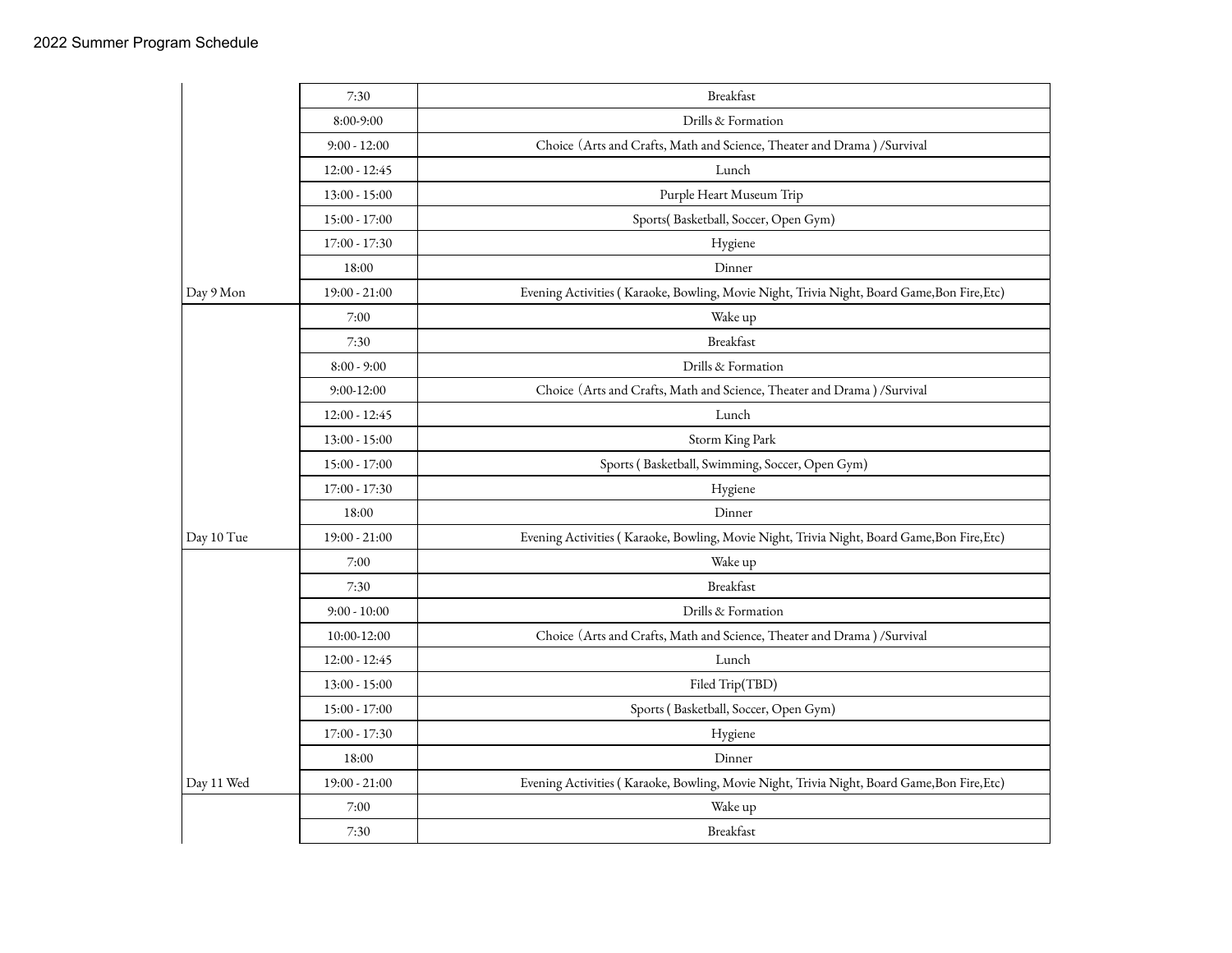2022 Summer Program Schedule

| | | |
|---|---|---|
| | 7:30 | Breakfast |
| | 8:00-9:00 | Drills & Formation |
| | 9:00 - 12:00 | Choice（Arts and Crafts, Math and Science, Theater and Drama ) /Survival |
| | 12:00 - 12:45 | Lunch |
| | 13:00 - 15:00 | Purple Heart Museum Trip |
| | 15:00 - 17:00 | Sports( Basketball, Soccer, Open Gym) |
| | 17:00 - 17:30 | Hygiene |
| | 18:00 | Dinner |
| Day 9 Mon | 19:00 - 21:00 | Evening Activities ( Karaoke, Bowling, Movie Night, Trivia Night, Board Game,Bon Fire,Etc) |
| | 7:00 | Wake up |
| | 7:30 | Breakfast |
| | 8:00 - 9:00 | Drills & Formation |
| | 9:00-12:00 | Choice（Arts and Crafts, Math and Science, Theater and Drama ) /Survival |
| | 12:00 - 12:45 | Lunch |
| | 13:00 - 15:00 | Storm King Park |
| | 15:00 - 17:00 | Sports ( Basketball, Swimming, Soccer, Open Gym) |
| | 17:00 - 17:30 | Hygiene |
| | 18:00 | Dinner |
| Day 10 Tue | 19:00 - 21:00 | Evening Activities ( Karaoke, Bowling, Movie Night, Trivia Night, Board Game,Bon Fire,Etc) |
| | 7:00 | Wake up |
| | 7:30 | Breakfast |
| | 9:00 - 10:00 | Drills & Formation |
| | 10:00-12:00 | Choice（Arts and Crafts, Math and Science, Theater and Drama ) /Survival |
| | 12:00 - 12:45 | Lunch |
| | 13:00 - 15:00 | Filed Trip(TBD) |
| | 15:00 - 17:00 | Sports ( Basketball, Soccer, Open Gym) |
| | 17:00 - 17:30 | Hygiene |
| | 18:00 | Dinner |
| Day 11 Wed | 19:00 - 21:00 | Evening Activities ( Karaoke, Bowling, Movie Night, Trivia Night, Board Game,Bon Fire,Etc) |
| | 7:00 | Wake up |
| | 7:30 | Breakfast |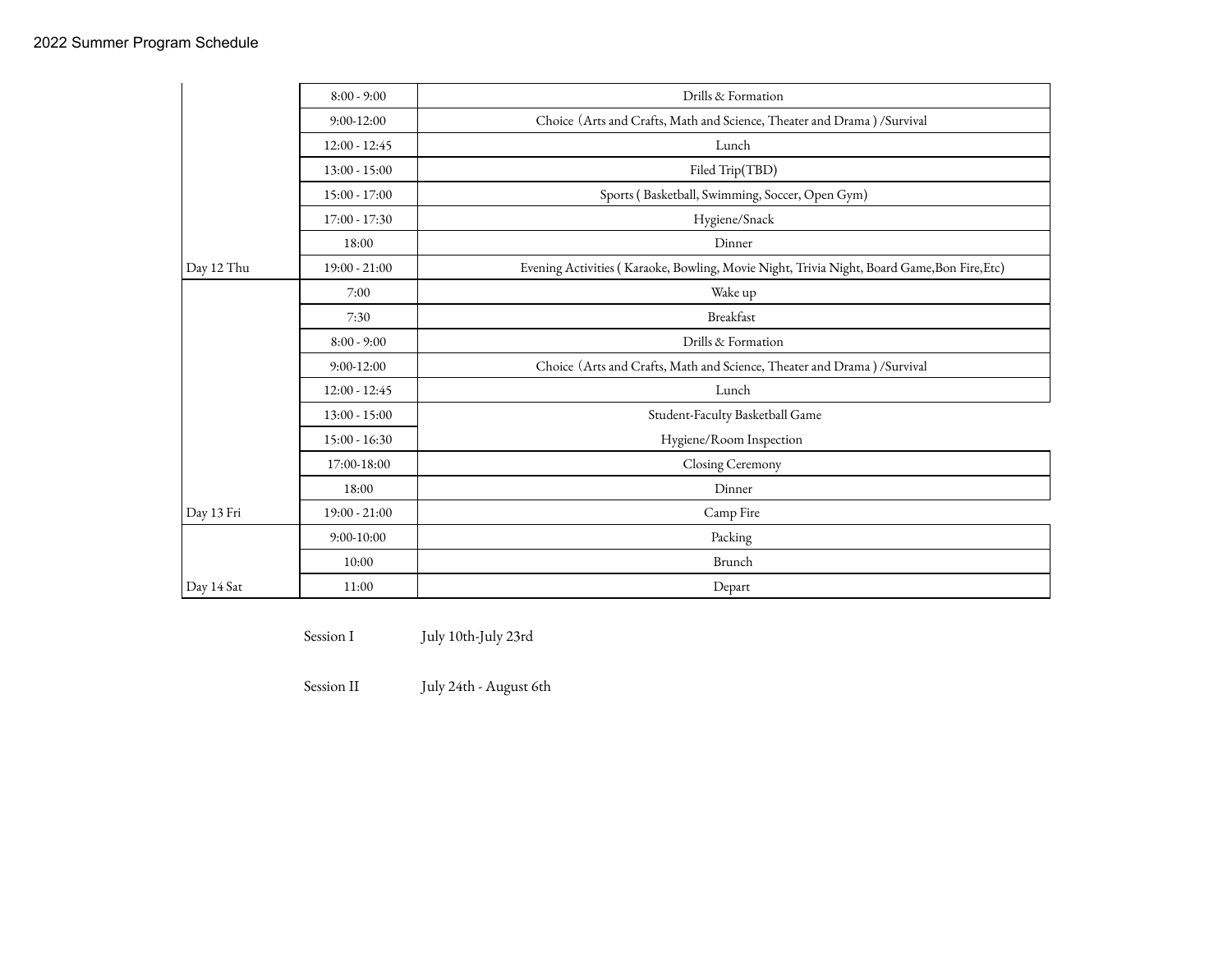2022 Summer Program Schedule

| | | |
|---|---|---|
| | 8:00 - 9:00 | Drills & Formation |
| | 9:00-12:00 | Choice（Arts and Crafts, Math and Science, Theater and Drama ) /Survival |
| | 12:00 - 12:45 | Lunch |
| | 13:00 - 15:00 | Filed Trip(TBD) |
| | 15:00 - 17:00 | Sports ( Basketball, Swimming, Soccer, Open Gym) |
| | 17:00 - 17:30 | Hygiene/Snack |
| | 18:00 | Dinner |
| Day 12 Thu | 19:00 - 21:00 | Evening Activities ( Karaoke, Bowling, Movie Night, Trivia Night, Board Game,Bon Fire,Etc) |
| | 7:00 | Wake up |
| | 7:30 | Breakfast |
| | 8:00 - 9:00 | Drills & Formation |
| | 9:00-12:00 | Choice（Arts and Crafts, Math and Science, Theater and Drama ) /Survival |
| | 12:00 - 12:45 | Lunch |
| | 13:00 - 15:00 | Student-Faculty Basketball Game |
| | 15:00 - 16:30 | Hygiene/Room Inspection |
| | 17:00-18:00 | Closing Ceremony |
| | 18:00 | Dinner |
| Day 13 Fri | 19:00 - 21:00 | Camp Fire |
| | 9:00-10:00 | Packing |
| | 10:00 | Brunch |
| Day 14 Sat | 11:00 | Depart |

| | |
|---|---|
| Session I | July 10th-July 23rd |
| Session II | July 24th - August 6th |